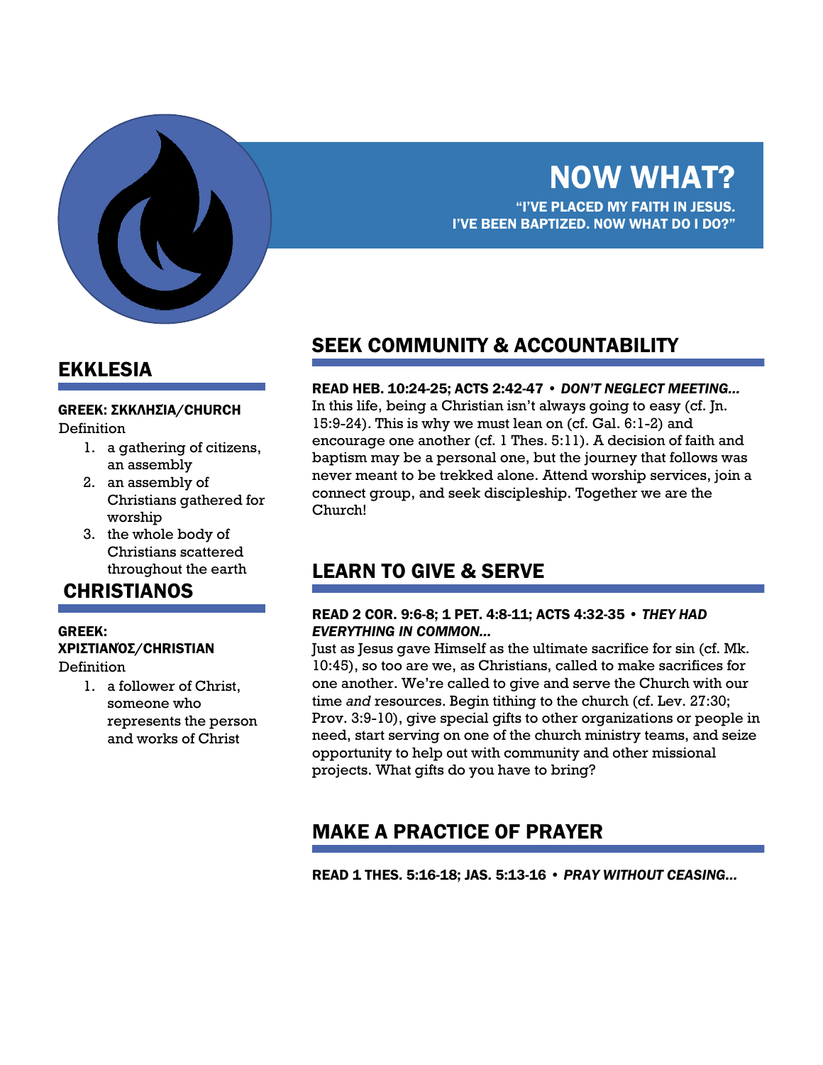# NOW WHAT?

**"I'VE PLACED MY FAITH IN JESUS. I'VE BEEN BAPTIZED. NOW WHAT DO I DO?"**

## EKKLESIA

**GREEK: ΣΚΚΛΗΣΙΑ/CHURCH**

Definition

1. a gathering of citizens, an assembly
2. an assembly of Christians gathered for worship
3. the whole body of Christians scattered throughout the earth

## CHRISTIANOS

**GREEK: ΧΡΙΣΤΙΑΝΌΣ/CHRISTIAN**

Definition

1. a follower of Christ, someone who represents the person and works of Christ

## SEEK COMMUNITY & ACCOUNTABILITY

**READ HEB. 10:24-25; ACTS 2:42-47 • *DON'T NEGLECT MEETING...***

In this life, being a Christian isn't always going to easy (cf. Jn. 15:9-24). This is why we must lean on (cf. Gal. 6:1-2) and encourage one another (cf. 1 Thes. 5:11). A decision of faith and baptism may be a personal one, but the journey that follows was never meant to be trekked alone. Attend worship services, join a connect group, and seek discipleship. Together we are the Church!

## LEARN TO GIVE & SERVE

**READ 2 COR. 9:6-8; 1 PET. 4:8-11; ACTS 4:32-35 • *THEY HAD EVERYTHING IN COMMON...***

Just as Jesus gave Himself as the ultimate sacrifice for sin (cf. Mk. 10:45), so too are we, as Christians, called to make sacrifices for one another. We're called to give and serve the Church with our time *and* resources. Begin tithing to the church (cf. Lev. 27:30; Prov. 3:9-10), give special gifts to other organizations or people in need, start serving on one of the church ministry teams, and seize opportunity to help out with community and other missional projects. What gifts do you have to bring?

## MAKE A PRACTICE OF PRAYER

**READ 1 THES. 5:16-18; JAS. 5:13-16 • *PRAY WITHOUT CEASING...***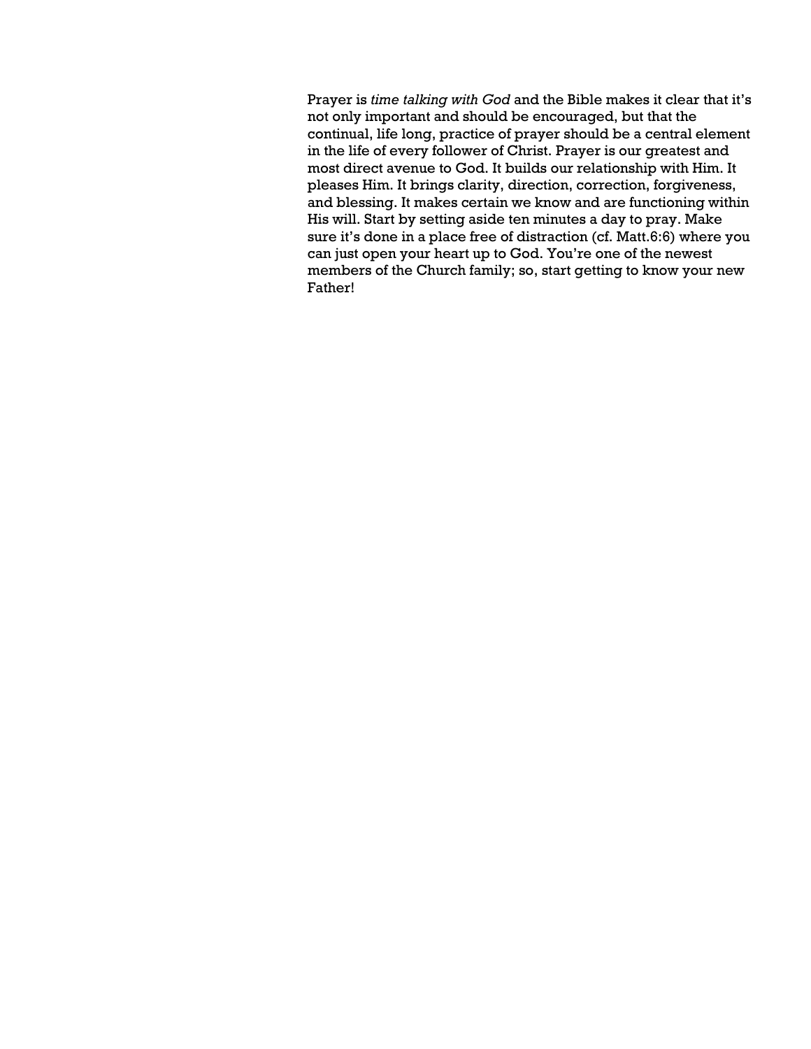Prayer is *time talking with God* and the Bible makes it clear that it's not only important and should be encouraged, but that the continual, life long, practice of prayer should be a central element in the life of every follower of Christ. Prayer is our greatest and most direct avenue to God. It builds our relationship with Him. It pleases Him. It brings clarity, direction, correction, forgiveness, and blessing. It makes certain we know and are functioning within His will. Start by setting aside ten minutes a day to pray. Make sure it's done in a place free of distraction (cf. Matt.6:6) where you can just open your heart up to God. You're one of the newest members of the Church family; so, start getting to know your new Father!